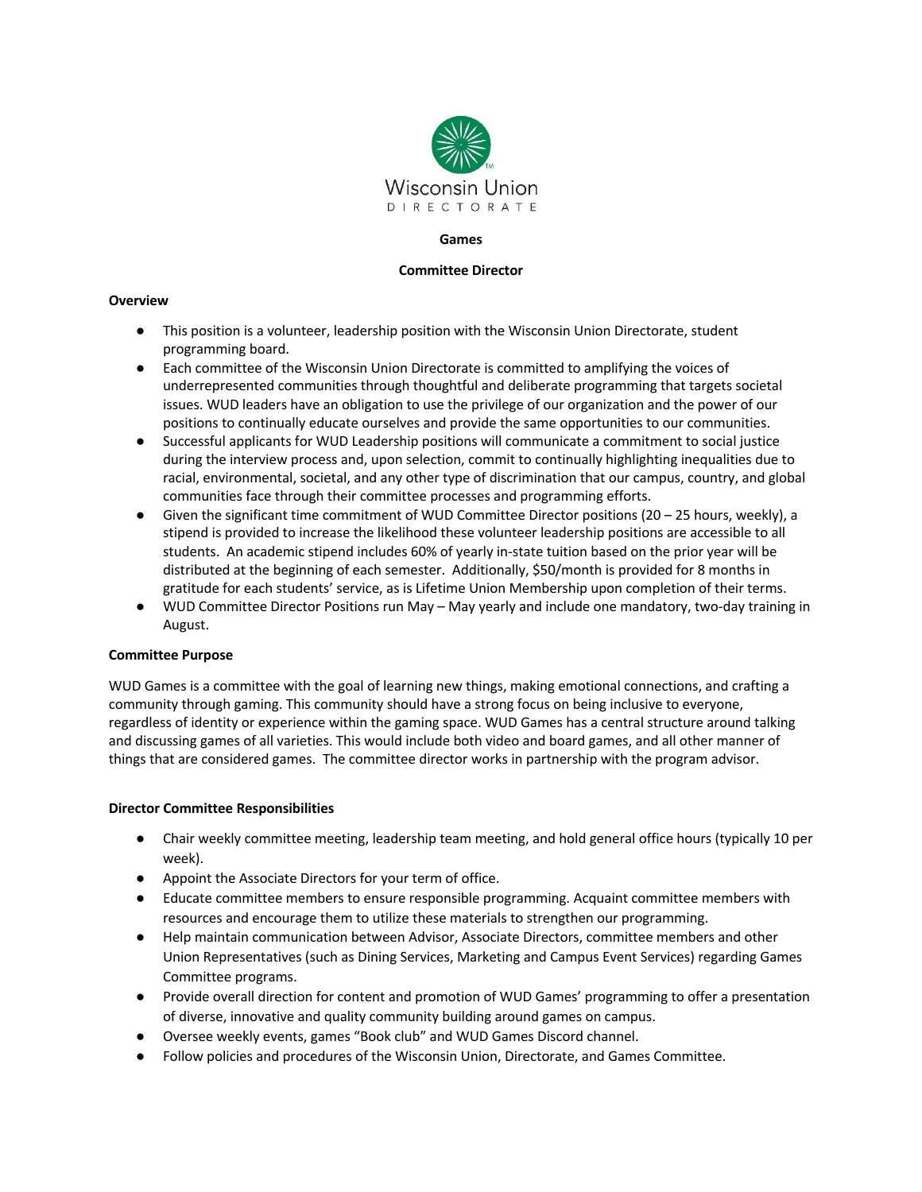Wisconsin Union
DIRECTORATE

**Games**

**Committee Director**

**Overview**

- This position is a volunteer, leadership position with the Wisconsin Union Directorate, student programming board.
- Each committee of the Wisconsin Union Directorate is committed to amplifying the voices of underrepresented communities through thoughtful and deliberate programming that targets societal issues. WUD leaders have an obligation to use the privilege of our organization and the power of our positions to continually educate ourselves and provide the same opportunities to our communities.
- Successful applicants for WUD Leadership positions will communicate a commitment to social justice during the interview process and, upon selection, commit to continually highlighting inequalities due to racial, environmental, societal, and any other type of discrimination that our campus, country, and global communities face through their committee processes and programming efforts.
- Given the significant time commitment of WUD Committee Director positions (20 – 25 hours, weekly), a stipend is provided to increase the likelihood these volunteer leadership positions are accessible to all students. An academic stipend includes 60% of yearly in-state tuition based on the prior year will be distributed at the beginning of each semester. Additionally, $50/month is provided for 8 months in gratitude for each students' service, as is Lifetime Union Membership upon completion of their terms.
- WUD Committee Director Positions run May – May yearly and include one mandatory, two-day training in August.

**Committee Purpose**

WUD Games is a committee with the goal of learning new things, making emotional connections, and crafting a community through gaming. This community should have a strong focus on being inclusive to everyone, regardless of identity or experience within the gaming space. WUD Games has a central structure around talking and discussing games of all varieties. This would include both video and board games, and all other manner of things that are considered games. The committee director works in partnership with the program advisor.

**Director Committee Responsibilities**

- Chair weekly committee meeting, leadership team meeting, and hold general office hours (typically 10 per week).
- Appoint the Associate Directors for your term of office.
- Educate committee members to ensure responsible programming. Acquaint committee members with resources and encourage them to utilize these materials to strengthen our programming.
- Help maintain communication between Advisor, Associate Directors, committee members and other Union Representatives (such as Dining Services, Marketing and Campus Event Services) regarding Games Committee programs.
- Provide overall direction for content and promotion of WUD Games' programming to offer a presentation of diverse, innovative and quality community building around games on campus.
- Oversee weekly events, games "Book club" and WUD Games Discord channel.
- Follow policies and procedures of the Wisconsin Union, Directorate, and Games Committee.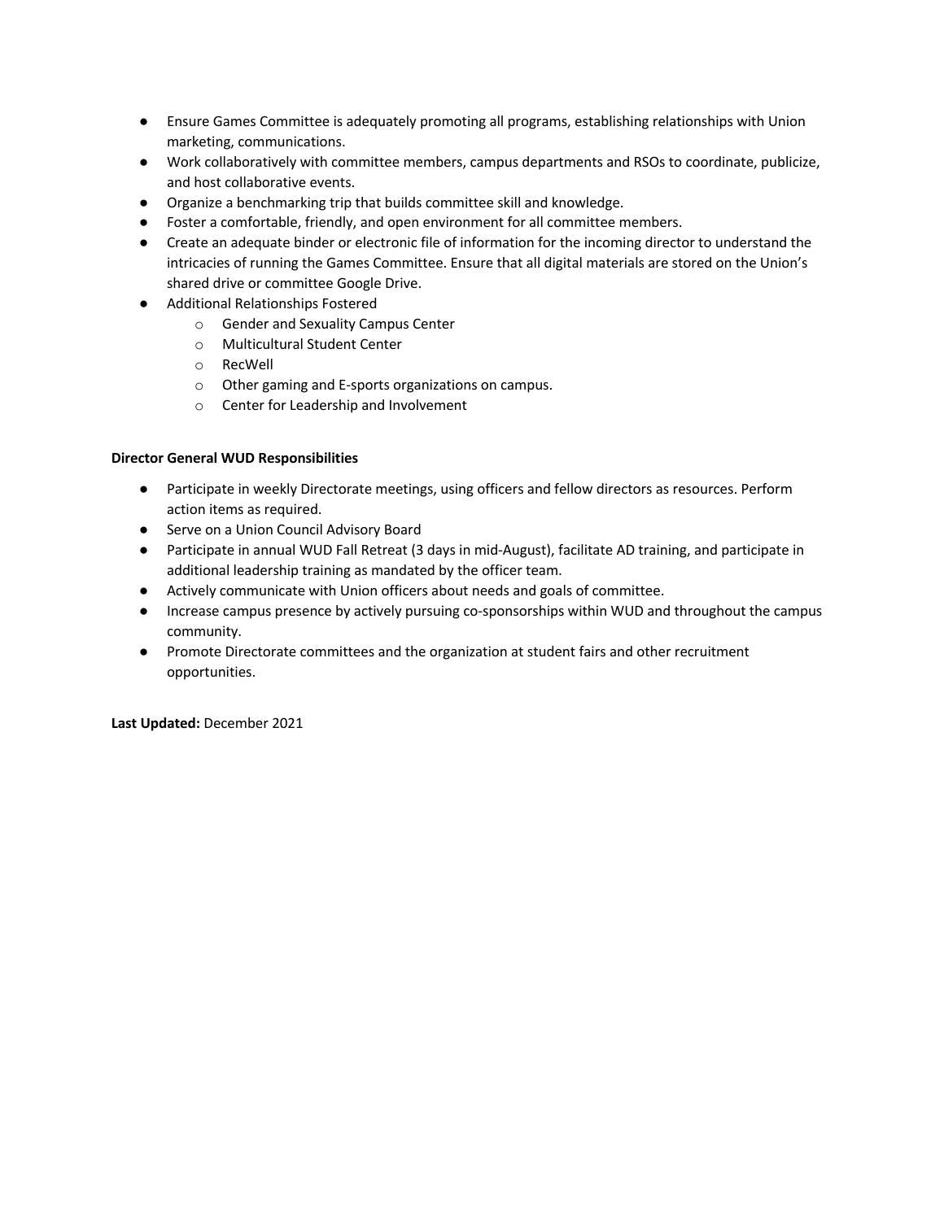- Ensure Games Committee is adequately promoting all programs, establishing relationships with Union marketing, communications.
- Work collaboratively with committee members, campus departments and RSOs to coordinate, publicize, and host collaborative events.
- Organize a benchmarking trip that builds committee skill and knowledge.
- Foster a comfortable, friendly, and open environment for all committee members.
- Create an adequate binder or electronic file of information for the incoming director to understand the intricacies of running the Games Committee. Ensure that all digital materials are stored on the Union's shared drive or committee Google Drive.
- Additional Relationships Fostered
    - Gender and Sexuality Campus Center
    - Multicultural Student Center
    - RecWell
    - Other gaming and E-sports organizations on campus.
    - Center for Leadership and Involvement

**Director General WUD Responsibilities**

- Participate in weekly Directorate meetings, using officers and fellow directors as resources. Perform action items as required.
- Serve on a Union Council Advisory Board
- Participate in annual WUD Fall Retreat (3 days in mid-August), facilitate AD training, and participate in additional leadership training as mandated by the officer team.
- Actively communicate with Union officers about needs and goals of committee.
- Increase campus presence by actively pursuing co-sponsorships within WUD and throughout the campus community.
- Promote Directorate committees and the organization at student fairs and other recruitment opportunities.

**Last Updated:** December 2021